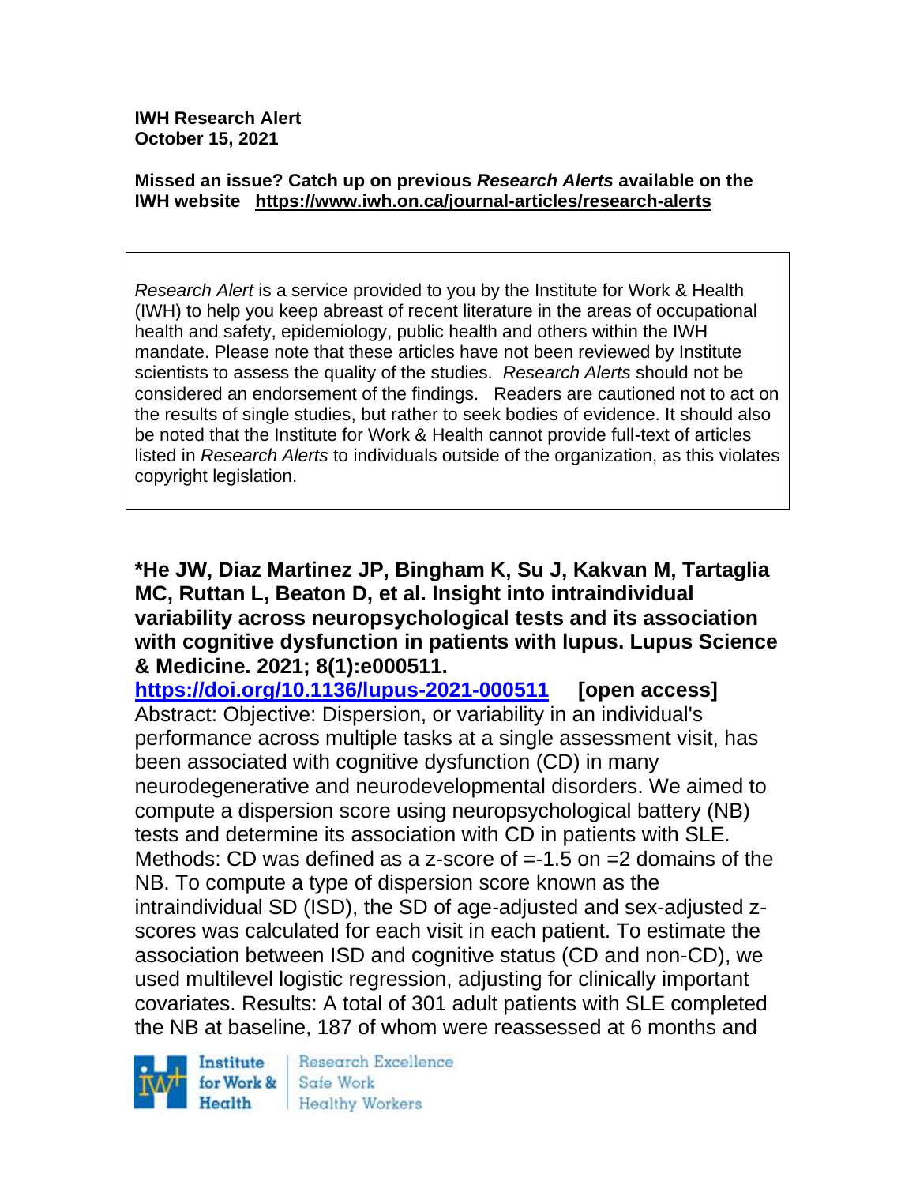**IWH Research Alert**
**October 15, 2021**

**Missed an issue? Catch up on previous *Research Alerts* available on the IWH website https://www.iwh.on.ca/journal-articles/research-alerts**

> *Research Alert* is a service provided to you by the Institute for Work & Health (IWH) to help you keep abreast of recent literature in the areas of occupational health and safety, epidemiology, public health and others within the IWH mandate. Please note that these articles have not been reviewed by Institute scientists to assess the quality of the studies. *Research Alerts* should not be considered an endorsement of the findings. Readers are cautioned not to act on the results of single studies, but rather to seek bodies of evidence. It should also be noted that the Institute for Work & Health cannot provide full-text of articles listed in *Research Alerts* to individuals outside of the organization, as this violates copyright legislation.

**\*He JW, Diaz Martinez JP, Bingham K, Su J, Kakvan M, Tartaglia MC, Ruttan L, Beaton D, et al. Insight into intraindividual variability across neuropsychological tests and its association with cognitive dysfunction in patients with lupus. Lupus Science & Medicine. 2021; 8(1):e000511.**
**https://doi.org/10.1136/lupus-2021-000511 [open access]**
Abstract: Objective: Dispersion, or variability in an individual's performance across multiple tasks at a single assessment visit, has been associated with cognitive dysfunction (CD) in many neurodegenerative and neurodevelopmental disorders. We aimed to compute a dispersion score using neuropsychological battery (NB) tests and determine its association with CD in patients with SLE. Methods: CD was defined as a z-score of =-1.5 on =2 domains of the NB. To compute a type of dispersion score known as the intraindividual SD (ISD), the SD of age-adjusted and sex-adjusted z-scores was calculated for each visit in each patient. To estimate the association between ISD and cognitive status (CD and non-CD), we used multilevel logistic regression, adjusting for clinically important covariates. Results: A total of 301 adult patients with SLE completed the NB at baseline, 187 of whom were reassessed at 6 months and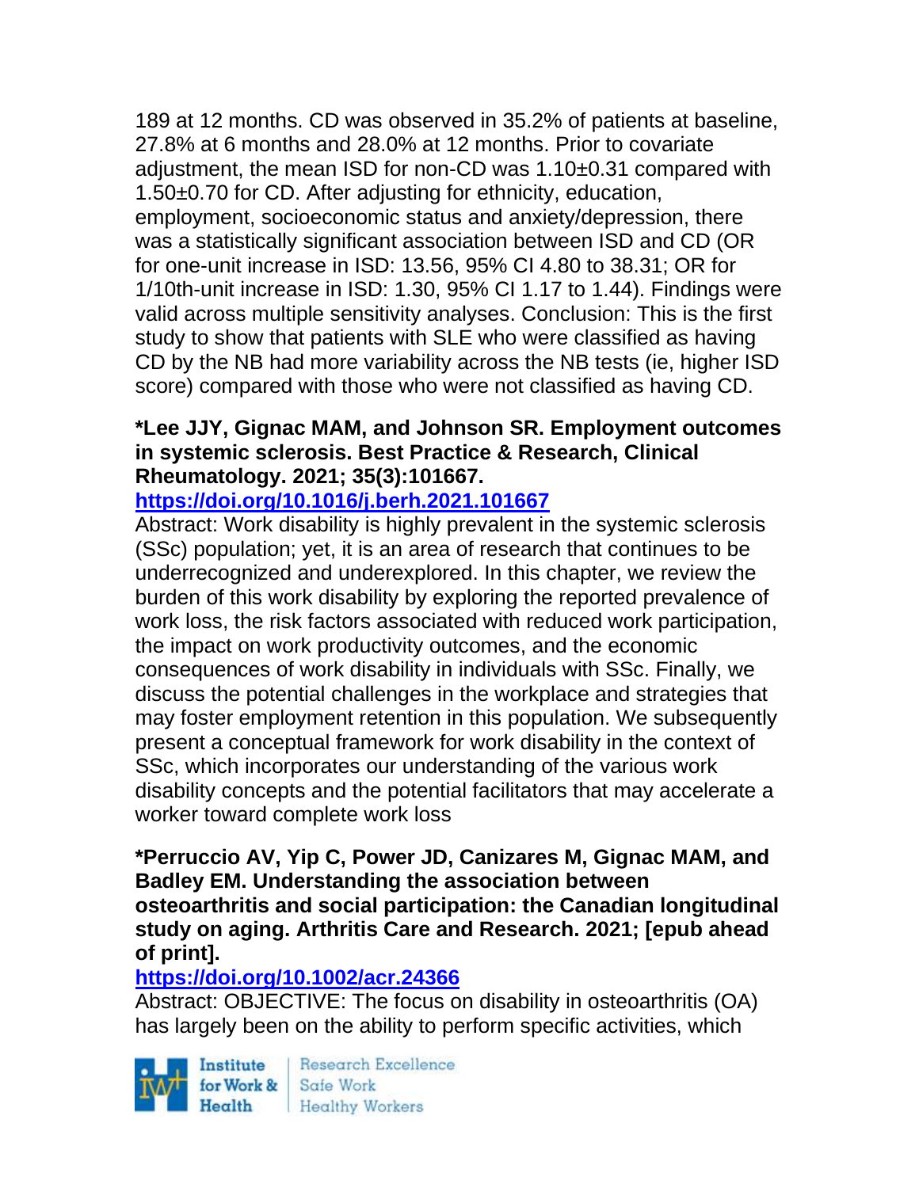189 at 12 months. CD was observed in 35.2% of patients at baseline, 27.8% at 6 months and 28.0% at 12 months. Prior to covariate adjustment, the mean ISD for non-CD was 1.10±0.31 compared with 1.50±0.70 for CD. After adjusting for ethnicity, education, employment, socioeconomic status and anxiety/depression, there was a statistically significant association between ISD and CD (OR for one-unit increase in ISD: 13.56, 95% CI 4.80 to 38.31; OR for 1/10th-unit increase in ISD: 1.30, 95% CI 1.17 to 1.44). Findings were valid across multiple sensitivity analyses. Conclusion: This is the first study to show that patients with SLE who were classified as having CD by the NB had more variability across the NB tests (ie, higher ISD score) compared with those who were not classified as having CD.

**\*Lee JJY, Gignac MAM, and Johnson SR. Employment outcomes in systemic sclerosis. Best Practice & Research, Clinical Rheumatology. 2021; 35(3):101667.**
**https://doi.org/10.1016/j.berh.2021.101667**
Abstract: Work disability is highly prevalent in the systemic sclerosis (SSc) population; yet, it is an area of research that continues to be underrecognized and underexplored. In this chapter, we review the burden of this work disability by exploring the reported prevalence of work loss, the risk factors associated with reduced work participation, the impact on work productivity outcomes, and the economic consequences of work disability in individuals with SSc. Finally, we discuss the potential challenges in the workplace and strategies that may foster employment retention in this population. We subsequently present a conceptual framework for work disability in the context of SSc, which incorporates our understanding of the various work disability concepts and the potential facilitators that may accelerate a worker toward complete work loss

**\*Perruccio AV, Yip C, Power JD, Canizares M, Gignac MAM, and Badley EM. Understanding the association between osteoarthritis and social participation: the Canadian longitudinal study on aging. Arthritis Care and Research. 2021; [epub ahead of print].**
**https://doi.org/10.1002/acr.24366**
Abstract: OBJECTIVE: The focus on disability in osteoarthritis (OA) has largely been on the ability to perform specific activities, which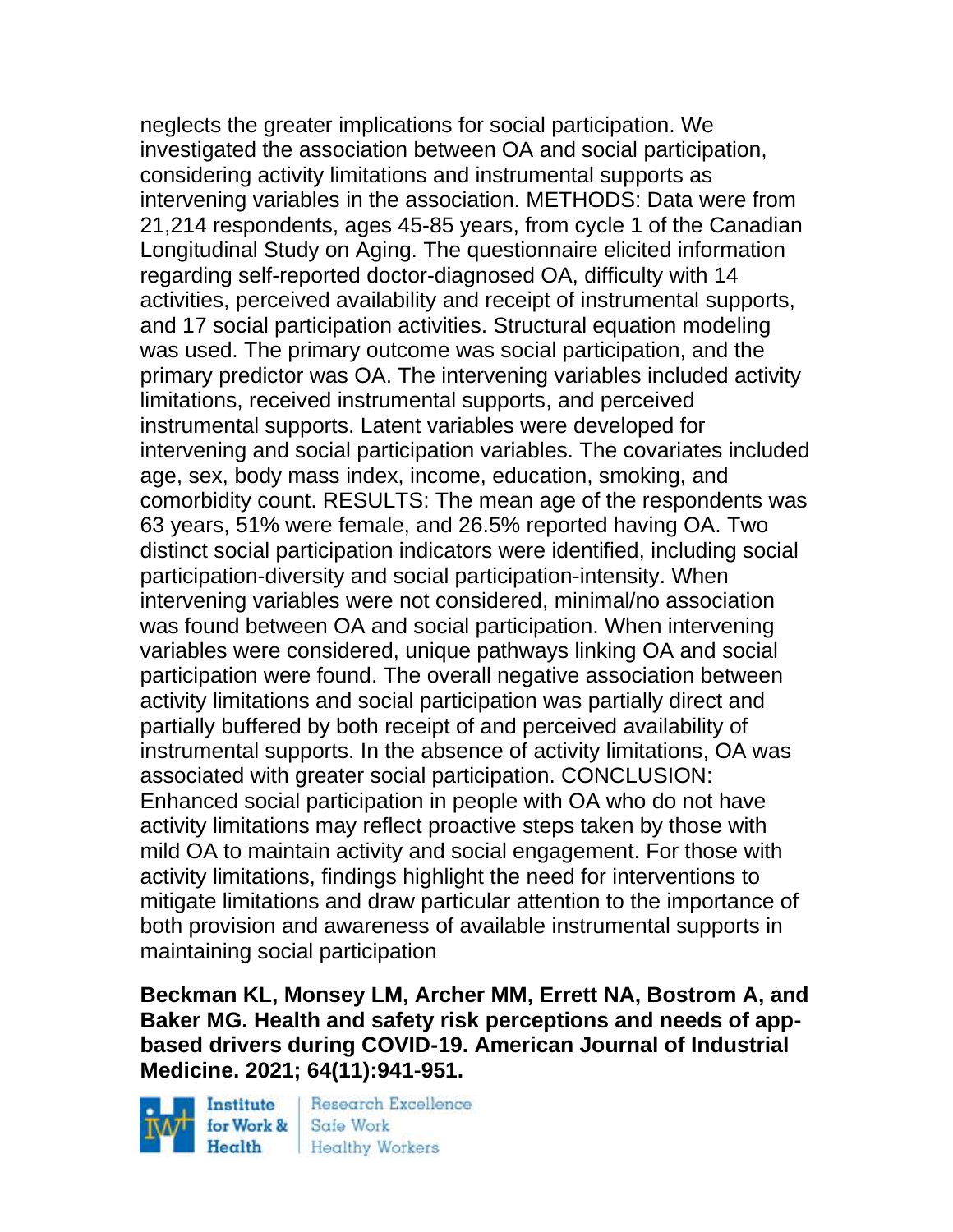neglects the greater implications for social participation. We investigated the association between OA and social participation, considering activity limitations and instrumental supports as intervening variables in the association. METHODS: Data were from 21,214 respondents, ages 45-85 years, from cycle 1 of the Canadian Longitudinal Study on Aging. The questionnaire elicited information regarding self-reported doctor-diagnosed OA, difficulty with 14 activities, perceived availability and receipt of instrumental supports, and 17 social participation activities. Structural equation modeling was used. The primary outcome was social participation, and the primary predictor was OA. The intervening variables included activity limitations, received instrumental supports, and perceived instrumental supports. Latent variables were developed for intervening and social participation variables. The covariates included age, sex, body mass index, income, education, smoking, and comorbidity count. RESULTS: The mean age of the respondents was 63 years, 51% were female, and 26.5% reported having OA. Two distinct social participation indicators were identified, including social participation-diversity and social participation-intensity. When intervening variables were not considered, minimal/no association was found between OA and social participation. When intervening variables were considered, unique pathways linking OA and social participation were found. The overall negative association between activity limitations and social participation was partially direct and partially buffered by both receipt of and perceived availability of instrumental supports. In the absence of activity limitations, OA was associated with greater social participation. CONCLUSION: Enhanced social participation in people with OA who do not have activity limitations may reflect proactive steps taken by those with mild OA to maintain activity and social engagement. For those with activity limitations, findings highlight the need for interventions to mitigate limitations and draw particular attention to the importance of both provision and awareness of available instrumental supports in maintaining social participation

**Beckman KL, Monsey LM, Archer MM, Errett NA, Bostrom A, and Baker MG. Health and safety risk perceptions and needs of app-based drivers during COVID-19. American Journal of Industrial Medicine. 2021; 64(11):941-951.**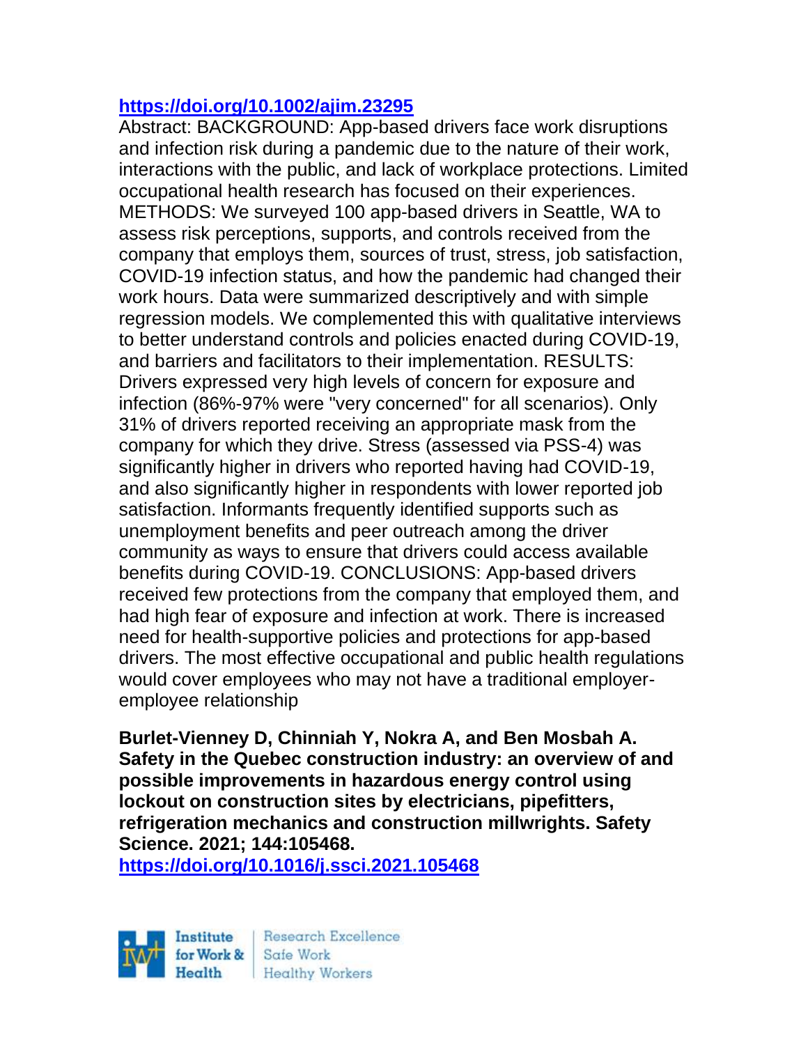https://doi.org/10.1002/ajim.23295

Abstract: BACKGROUND: App-based drivers face work disruptions and infection risk during a pandemic due to the nature of their work, interactions with the public, and lack of workplace protections. Limited occupational health research has focused on their experiences. METHODS: We surveyed 100 app-based drivers in Seattle, WA to assess risk perceptions, supports, and controls received from the company that employs them, sources of trust, stress, job satisfaction, COVID-19 infection status, and how the pandemic had changed their work hours. Data were summarized descriptively and with simple regression models. We complemented this with qualitative interviews to better understand controls and policies enacted during COVID-19, and barriers and facilitators to their implementation. RESULTS: Drivers expressed very high levels of concern for exposure and infection (86%-97% were "very concerned" for all scenarios). Only 31% of drivers reported receiving an appropriate mask from the company for which they drive. Stress (assessed via PSS-4) was significantly higher in drivers who reported having had COVID-19, and also significantly higher in respondents with lower reported job satisfaction. Informants frequently identified supports such as unemployment benefits and peer outreach among the driver community as ways to ensure that drivers could access available benefits during COVID-19. CONCLUSIONS: App-based drivers received few protections from the company that employed them, and had high fear of exposure and infection at work. There is increased need for health-supportive policies and protections for app-based drivers. The most effective occupational and public health regulations would cover employees who may not have a traditional employer-employee relationship

**Burlet-Vienney D, Chinniah Y, Nokra A, and Ben Mosbah A. Safety in the Quebec construction industry: an overview of and possible improvements in hazardous energy control using lockout on construction sites by electricians, pipefitters, refrigeration mechanics and construction millwrights. Safety Science. 2021; 144:105468.**

https://doi.org/10.1016/j.ssci.2021.105468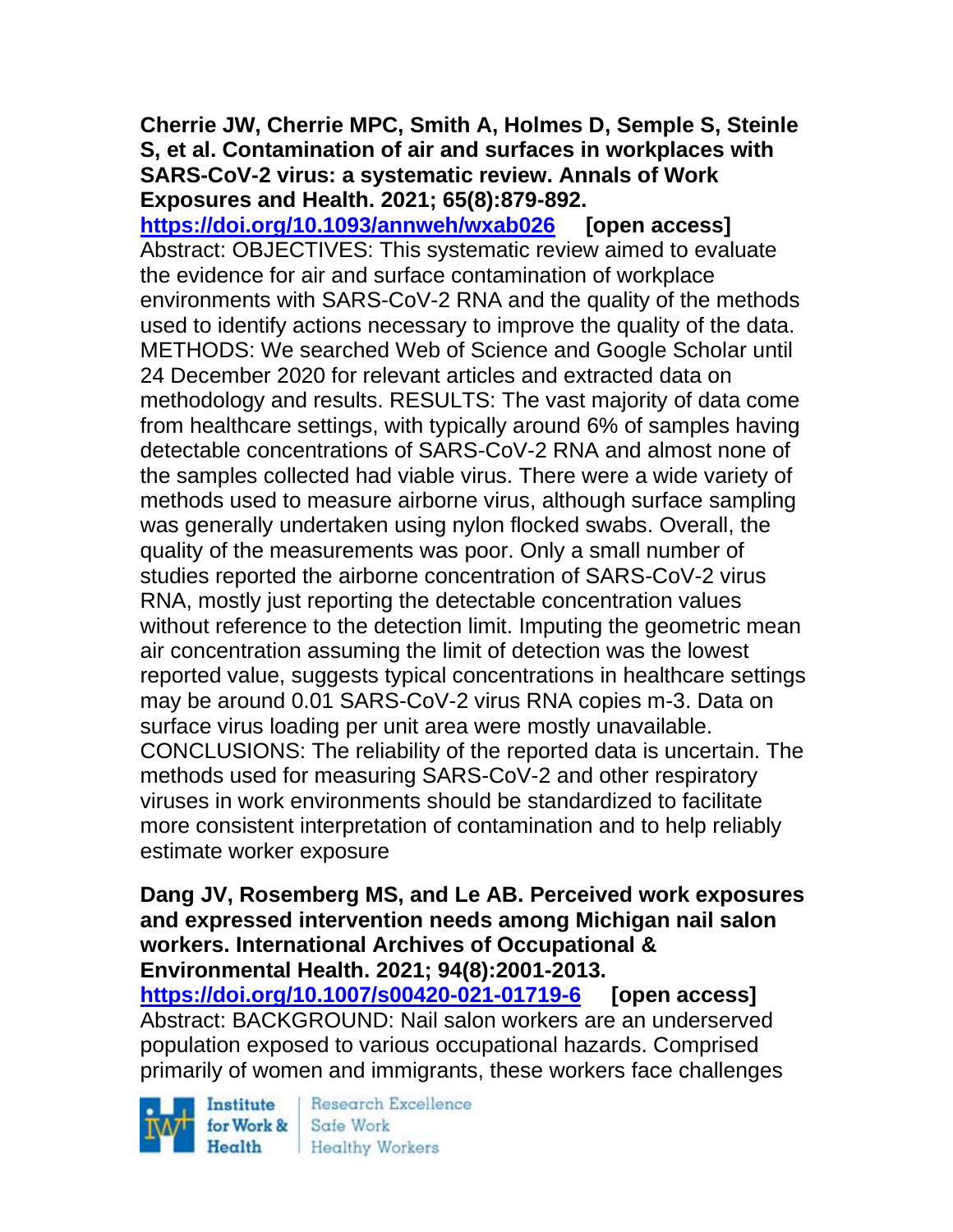**Cherrie JW, Cherrie MPC, Smith A, Holmes D, Semple S, Steinle S, et al. Contamination of air and surfaces in workplaces with SARS-CoV-2 virus: a systematic review. Annals of Work Exposures and Health. 2021; 65(8):879-892.**
https://doi.org/10.1093/annweh/wxab026 **[open access]**
Abstract: OBJECTIVES: This systematic review aimed to evaluate the evidence for air and surface contamination of workplace environments with SARS-CoV-2 RNA and the quality of the methods used to identify actions necessary to improve the quality of the data. METHODS: We searched Web of Science and Google Scholar until 24 December 2020 for relevant articles and extracted data on methodology and results. RESULTS: The vast majority of data come from healthcare settings, with typically around 6% of samples having detectable concentrations of SARS-CoV-2 RNA and almost none of the samples collected had viable virus. There were a wide variety of methods used to measure airborne virus, although surface sampling was generally undertaken using nylon flocked swabs. Overall, the quality of the measurements was poor. Only a small number of studies reported the airborne concentration of SARS-CoV-2 virus RNA, mostly just reporting the detectable concentration values without reference to the detection limit. Imputing the geometric mean air concentration assuming the limit of detection was the lowest reported value, suggests typical concentrations in healthcare settings may be around 0.01 SARS-CoV-2 virus RNA copies m-3. Data on surface virus loading per unit area were mostly unavailable. CONCLUSIONS: The reliability of the reported data is uncertain. The methods used for measuring SARS-CoV-2 and other respiratory viruses in work environments should be standardized to facilitate more consistent interpretation of contamination and to help reliably estimate worker exposure

**Dang JV, Rosemberg MS, and Le AB. Perceived work exposures and expressed intervention needs among Michigan nail salon workers. International Archives of Occupational & Environmental Health. 2021; 94(8):2001-2013.**
https://doi.org/10.1007/s00420-021-01719-6 **[open access]**
Abstract: BACKGROUND: Nail salon workers are an underserved population exposed to various occupational hazards. Comprised primarily of women and immigrants, these workers face challenges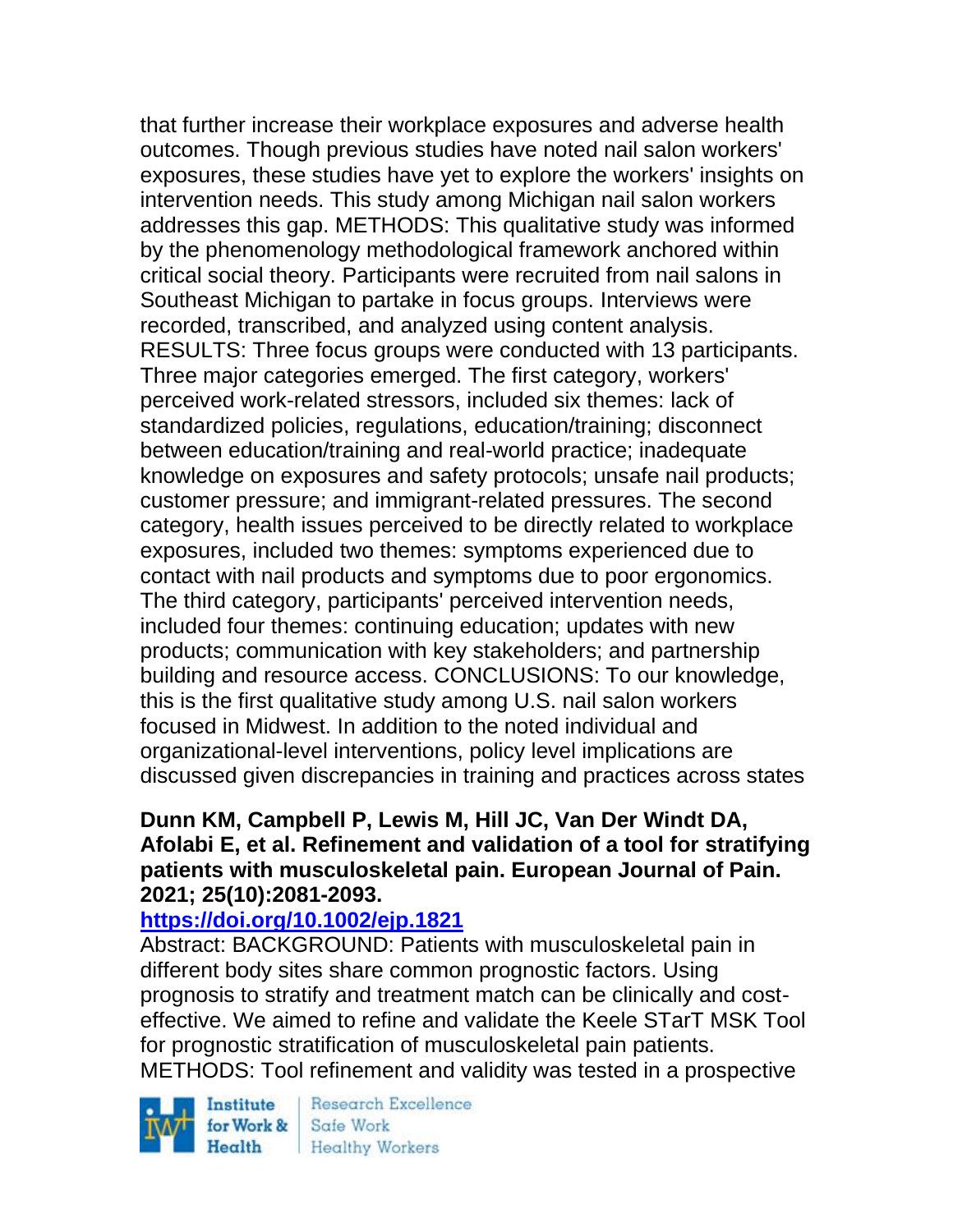that further increase their workplace exposures and adverse health outcomes. Though previous studies have noted nail salon workers' exposures, these studies have yet to explore the workers' insights on intervention needs. This study among Michigan nail salon workers addresses this gap. METHODS: This qualitative study was informed by the phenomenology methodological framework anchored within critical social theory. Participants were recruited from nail salons in Southeast Michigan to partake in focus groups. Interviews were recorded, transcribed, and analyzed using content analysis. RESULTS: Three focus groups were conducted with 13 participants. Three major categories emerged. The first category, workers' perceived work-related stressors, included six themes: lack of standardized policies, regulations, education/training; disconnect between education/training and real-world practice; inadequate knowledge on exposures and safety protocols; unsafe nail products; customer pressure; and immigrant-related pressures. The second category, health issues perceived to be directly related to workplace exposures, included two themes: symptoms experienced due to contact with nail products and symptoms due to poor ergonomics. The third category, participants' perceived intervention needs, included four themes: continuing education; updates with new products; communication with key stakeholders; and partnership building and resource access. CONCLUSIONS: To our knowledge, this is the first qualitative study among U.S. nail salon workers focused in Midwest. In addition to the noted individual and organizational-level interventions, policy level implications are discussed given discrepancies in training and practices across states

**Dunn KM, Campbell P, Lewis M, Hill JC, Van Der Windt DA, Afolabi E, et al. Refinement and validation of a tool for stratifying patients with musculoskeletal pain. European Journal of Pain. 2021; 25(10):2081-2093.**

**https://doi.org/10.1002/ejp.1821**

Abstract: BACKGROUND: Patients with musculoskeletal pain in different body sites share common prognostic factors. Using prognosis to stratify and treatment match can be clinically and cost-effective. We aimed to refine and validate the Keele STarT MSK Tool for prognostic stratification of musculoskeletal pain patients. METHODS: Tool refinement and validity was tested in a prospective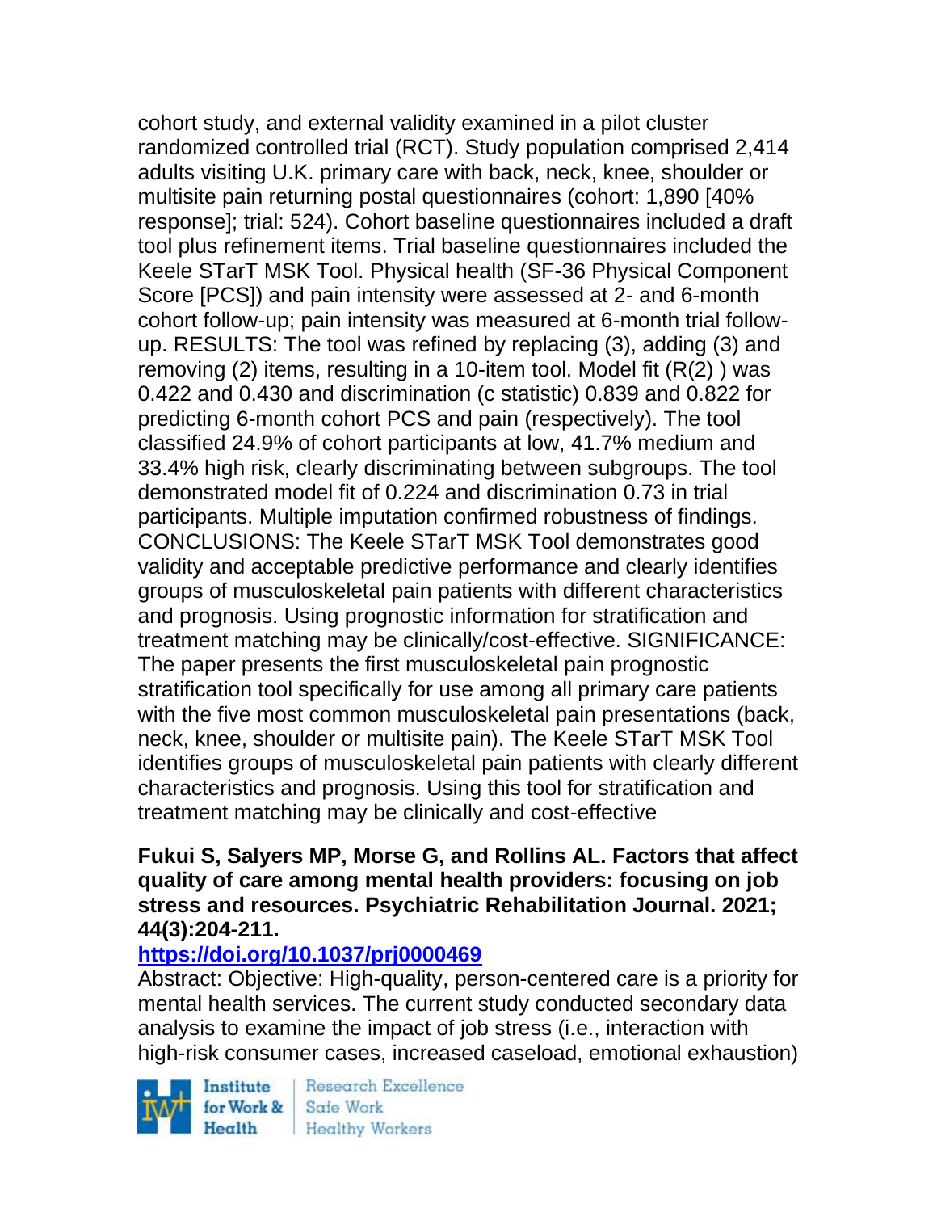cohort study, and external validity examined in a pilot cluster randomized controlled trial (RCT). Study population comprised 2,414 adults visiting U.K. primary care with back, neck, knee, shoulder or multisite pain returning postal questionnaires (cohort: 1,890 [40% response]; trial: 524). Cohort baseline questionnaires included a draft tool plus refinement items. Trial baseline questionnaires included the Keele STarT MSK Tool. Physical health (SF-36 Physical Component Score [PCS]) and pain intensity were assessed at 2- and 6-month cohort follow-up; pain intensity was measured at 6-month trial follow-up. RESULTS: The tool was refined by replacing (3), adding (3) and removing (2) items, resulting in a 10-item tool. Model fit ($R^2$) was 0.422 and 0.430 and discrimination (c statistic) 0.839 and 0.822 for predicting 6-month cohort PCS and pain (respectively). The tool classified 24.9% of cohort participants at low, 41.7% medium and 33.4% high risk, clearly discriminating between subgroups. The tool demonstrated model fit of 0.224 and discrimination 0.73 in trial participants. Multiple imputation confirmed robustness of findings. CONCLUSIONS: The Keele STarT MSK Tool demonstrates good validity and acceptable predictive performance and clearly identifies groups of musculoskeletal pain patients with different characteristics and prognosis. Using prognostic information for stratification and treatment matching may be clinically/cost-effective. SIGNIFICANCE: The paper presents the first musculoskeletal pain prognostic stratification tool specifically for use among all primary care patients with the five most common musculoskeletal pain presentations (back, neck, knee, shoulder or multisite pain). The Keele STarT MSK Tool identifies groups of musculoskeletal pain patients with clearly different characteristics and prognosis. Using this tool for stratification and treatment matching may be clinically and cost-effective

**Fukui S, Salyers MP, Morse G, and Rollins AL. Factors that affect quality of care among mental health providers: focusing on job stress and resources. Psychiatric Rehabilitation Journal. 2021; 44(3):204-211.**

**https://doi.org/10.1037/prj0000469**

Abstract: Objective: High-quality, person-centered care is a priority for mental health services. The current study conducted secondary data analysis to examine the impact of job stress (i.e., interaction with high-risk consumer cases, increased caseload, emotional exhaustion)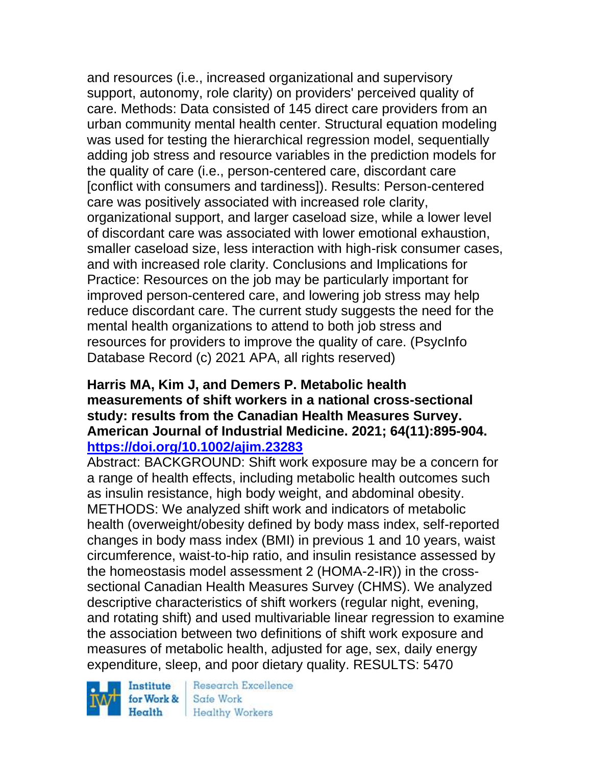and resources (i.e., increased organizational and supervisory support, autonomy, role clarity) on providers' perceived quality of care. Methods: Data consisted of 145 direct care providers from an urban community mental health center. Structural equation modeling was used for testing the hierarchical regression model, sequentially adding job stress and resource variables in the prediction models for the quality of care (i.e., person-centered care, discordant care [conflict with consumers and tardiness]). Results: Person-centered care was positively associated with increased role clarity, organizational support, and larger caseload size, while a lower level of discordant care was associated with lower emotional exhaustion, smaller caseload size, less interaction with high-risk consumer cases, and with increased role clarity. Conclusions and Implications for Practice: Resources on the job may be particularly important for improved person-centered care, and lowering job stress may help reduce discordant care. The current study suggests the need for the mental health organizations to attend to both job stress and resources for providers to improve the quality of care. (PsycInfo Database Record (c) 2021 APA, all rights reserved)

**Harris MA, Kim J, and Demers P. Metabolic health measurements of shift workers in a national cross-sectional study: results from the Canadian Health Measures Survey. American Journal of Industrial Medicine. 2021; 64(11):895-904. https://doi.org/10.1002/ajim.23283**

Abstract: BACKGROUND: Shift work exposure may be a concern for a range of health effects, including metabolic health outcomes such as insulin resistance, high body weight, and abdominal obesity. METHODS: We analyzed shift work and indicators of metabolic health (overweight/obesity defined by body mass index, self-reported changes in body mass index (BMI) in previous 1 and 10 years, waist circumference, waist-to-hip ratio, and insulin resistance assessed by the homeostasis model assessment 2 (HOMA-2-IR)) in the cross-sectional Canadian Health Measures Survey (CHMS). We analyzed descriptive characteristics of shift workers (regular night, evening, and rotating shift) and used multivariable linear regression to examine the association between two definitions of shift work exposure and measures of metabolic health, adjusted for age, sex, daily energy expenditure, sleep, and poor dietary quality. RESULTS: 5470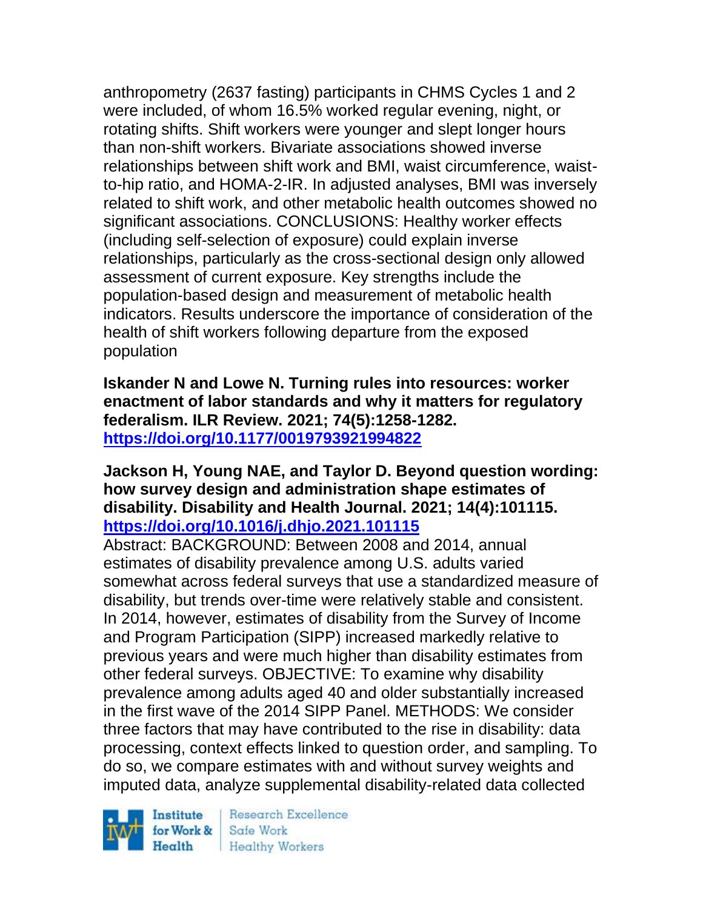anthropometry (2637 fasting) participants in CHMS Cycles 1 and 2 were included, of whom 16.5% worked regular evening, night, or rotating shifts. Shift workers were younger and slept longer hours than non-shift workers. Bivariate associations showed inverse relationships between shift work and BMI, waist circumference, waist-to-hip ratio, and HOMA-2-IR. In adjusted analyses, BMI was inversely related to shift work, and other metabolic health outcomes showed no significant associations. CONCLUSIONS: Healthy worker effects (including self-selection of exposure) could explain inverse relationships, particularly as the cross-sectional design only allowed assessment of current exposure. Key strengths include the population-based design and measurement of metabolic health indicators. Results underscore the importance of consideration of the health of shift workers following departure from the exposed population

**Iskander N and Lowe N. Turning rules into resources: worker enactment of labor standards and why it matters for regulatory federalism. ILR Review. 2021; 74(5):1258-1282.**
**https://doi.org/10.1177/0019793921994822**

**Jackson H, Young NAE, and Taylor D. Beyond question wording: how survey design and administration shape estimates of disability. Disability and Health Journal. 2021; 14(4):101115.**
**https://doi.org/10.1016/j.dhjo.2021.101115**

Abstract: BACKGROUND: Between 2008 and 2014, annual estimates of disability prevalence among U.S. adults varied somewhat across federal surveys that use a standardized measure of disability, but trends over-time were relatively stable and consistent. In 2014, however, estimates of disability from the Survey of Income and Program Participation (SIPP) increased markedly relative to previous years and were much higher than disability estimates from other federal surveys. OBJECTIVE: To examine why disability prevalence among adults aged 40 and older substantially increased in the first wave of the 2014 SIPP Panel. METHODS: We consider three factors that may have contributed to the rise in disability: data processing, context effects linked to question order, and sampling. To do so, we compare estimates with and without survey weights and imputed data, analyze supplemental disability-related data collected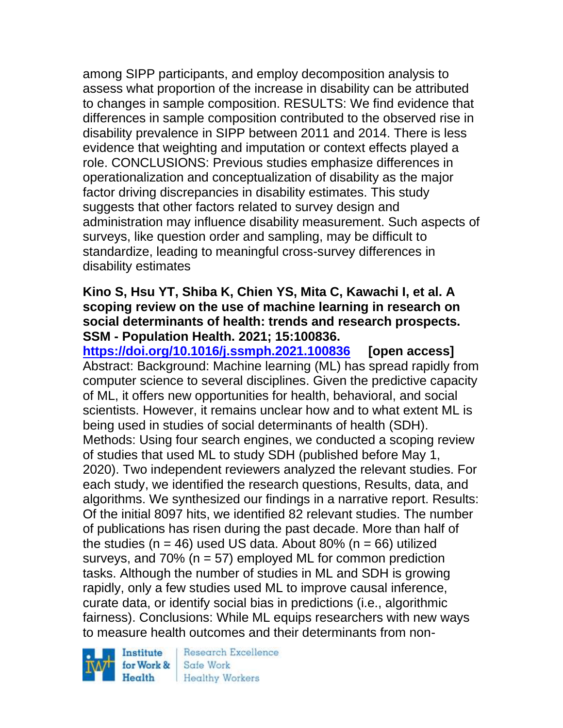among SIPP participants, and employ decomposition analysis to assess what proportion of the increase in disability can be attributed to changes in sample composition. RESULTS: We find evidence that differences in sample composition contributed to the observed rise in disability prevalence in SIPP between 2011 and 2014. There is less evidence that weighting and imputation or context effects played a role. CONCLUSIONS: Previous studies emphasize differences in operationalization and conceptualization of disability as the major factor driving discrepancies in disability estimates. This study suggests that other factors related to survey design and administration may influence disability measurement. Such aspects of surveys, like question order and sampling, may be difficult to standardize, leading to meaningful cross-survey differences in disability estimates

**Kino S, Hsu YT, Shiba K, Chien YS, Mita C, Kawachi I, et al. A scoping review on the use of machine learning in research on social determinants of health: trends and research prospects. SSM - Population Health. 2021; 15:100836.**
**https://doi.org/10.1016/j.ssmph.2021.100836 [open access]**
Abstract: Background: Machine learning (ML) has spread rapidly from computer science to several disciplines. Given the predictive capacity of ML, it offers new opportunities for health, behavioral, and social scientists. However, it remains unclear how and to what extent ML is being used in studies of social determinants of health (SDH). Methods: Using four search engines, we conducted a scoping review of studies that used ML to study SDH (published before May 1, 2020). Two independent reviewers analyzed the relevant studies. For each study, we identified the research questions, Results, data, and algorithms. We synthesized our findings in a narrative report. Results: Of the initial 8097 hits, we identified 82 relevant studies. The number of publications has risen during the past decade. More than half of the studies (n = 46) used US data. About 80% (n = 66) utilized surveys, and 70% (n = 57) employed ML for common prediction tasks. Although the number of studies in ML and SDH is growing rapidly, only a few studies used ML to improve causal inference, curate data, or identify social bias in predictions (i.e., algorithmic fairness). Conclusions: While ML equips researchers with new ways to measure health outcomes and their determinants from non-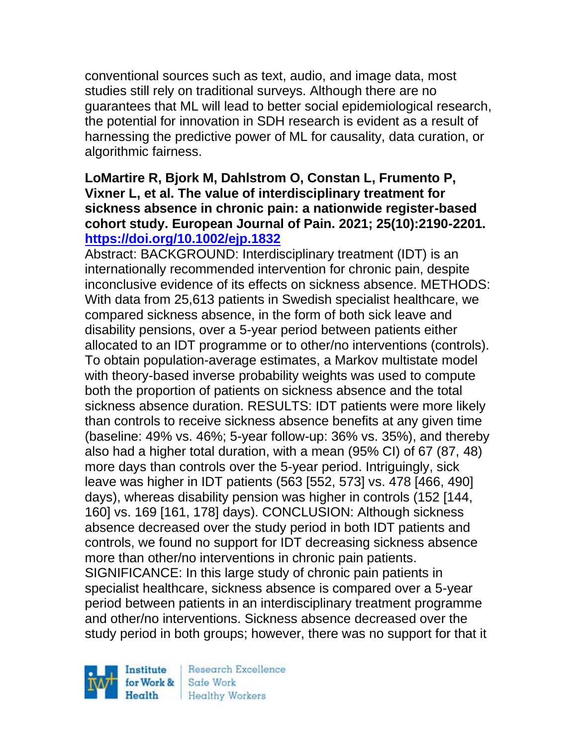conventional sources such as text, audio, and image data, most studies still rely on traditional surveys. Although there are no guarantees that ML will lead to better social epidemiological research, the potential for innovation in SDH research is evident as a result of harnessing the predictive power of ML for causality, data curation, or algorithmic fairness.

**LoMartire R, Bjork M, Dahlstrom O, Constan L, Frumento P, Vixner L, et al. The value of interdisciplinary treatment for sickness absence in chronic pain: a nationwide register-based cohort study. European Journal of Pain. 2021; 25(10):2190-2201. [https://doi.org/10.1002/ejp.1832](https://doi.org/10.1002/ejp.1832)**

Abstract: BACKGROUND: Interdisciplinary treatment (IDT) is an internationally recommended intervention for chronic pain, despite inconclusive evidence of its effects on sickness absence. METHODS: With data from 25,613 patients in Swedish specialist healthcare, we compared sickness absence, in the form of both sick leave and disability pensions, over a 5-year period between patients either allocated to an IDT programme or to other/no interventions (controls). To obtain population-average estimates, a Markov multistate model with theory-based inverse probability weights was used to compute both the proportion of patients on sickness absence and the total sickness absence duration. RESULTS: IDT patients were more likely than controls to receive sickness absence benefits at any given time (baseline: 49% vs. 46%; 5-year follow-up: 36% vs. 35%), and thereby also had a higher total duration, with a mean (95% CI) of 67 (87, 48) more days than controls over the 5-year period. Intriguingly, sick leave was higher in IDT patients (563 [552, 573] vs. 478 [466, 490] days), whereas disability pension was higher in controls (152 [144, 160] vs. 169 [161, 178] days). CONCLUSION: Although sickness absence decreased over the study period in both IDT patients and controls, we found no support for IDT decreasing sickness absence more than other/no interventions in chronic pain patients. SIGNIFICANCE: In this large study of chronic pain patients in specialist healthcare, sickness absence is compared over a 5-year period between patients in an interdisciplinary treatment programme and other/no interventions. Sickness absence decreased over the study period in both groups; however, there was no support for that it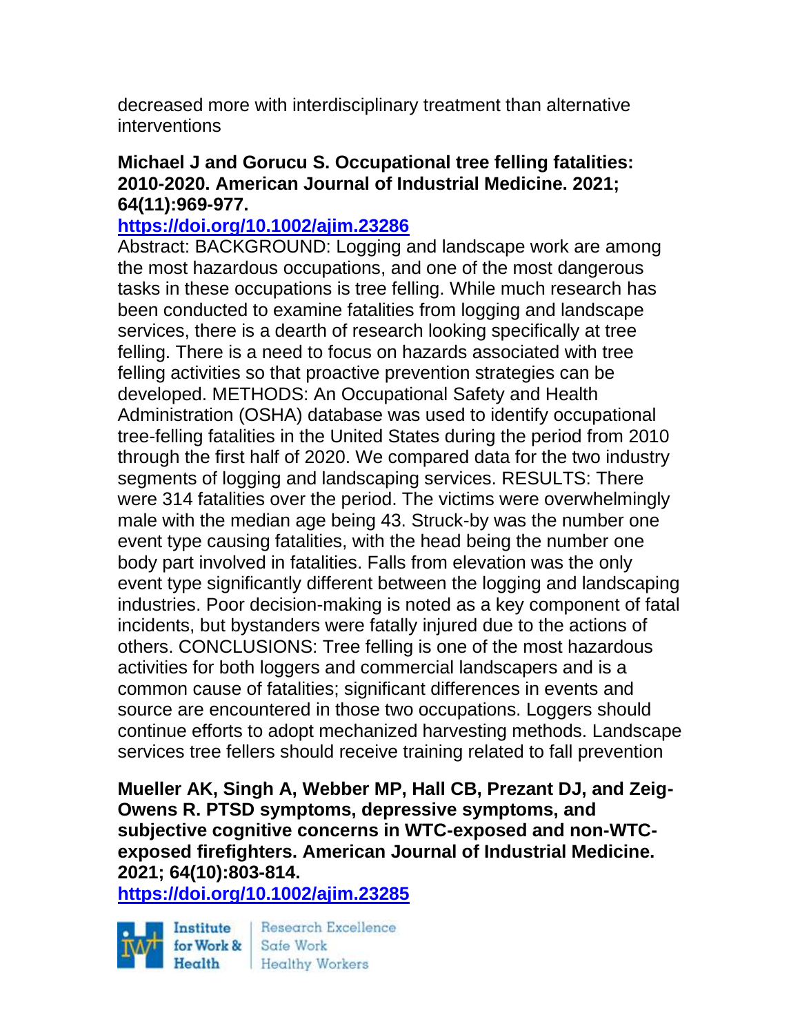decreased more with interdisciplinary treatment than alternative interventions

**Michael J and Gorucu S. Occupational tree felling fatalities: 2010-2020. American Journal of Industrial Medicine. 2021; 64(11):969-977.**

**https://doi.org/10.1002/ajim.23286**

Abstract: BACKGROUND: Logging and landscape work are among the most hazardous occupations, and one of the most dangerous tasks in these occupations is tree felling. While much research has been conducted to examine fatalities from logging and landscape services, there is a dearth of research looking specifically at tree felling. There is a need to focus on hazards associated with tree felling activities so that proactive prevention strategies can be developed. METHODS: An Occupational Safety and Health Administration (OSHA) database was used to identify occupational tree-felling fatalities in the United States during the period from 2010 through the first half of 2020. We compared data for the two industry segments of logging and landscaping services. RESULTS: There were 314 fatalities over the period. The victims were overwhelmingly male with the median age being 43. Struck-by was the number one event type causing fatalities, with the head being the number one body part involved in fatalities. Falls from elevation was the only event type significantly different between the logging and landscaping industries. Poor decision-making is noted as a key component of fatal incidents, but bystanders were fatally injured due to the actions of others. CONCLUSIONS: Tree felling is one of the most hazardous activities for both loggers and commercial landscapers and is a common cause of fatalities; significant differences in events and source are encountered in those two occupations. Loggers should continue efforts to adopt mechanized harvesting methods. Landscape services tree fellers should receive training related to fall prevention

**Mueller AK, Singh A, Webber MP, Hall CB, Prezant DJ, and Zeig-Owens R. PTSD symptoms, depressive symptoms, and subjective cognitive concerns in WTC-exposed and non-WTC-exposed firefighters. American Journal of Industrial Medicine. 2021; 64(10):803-814.**

**https://doi.org/10.1002/ajim.23285**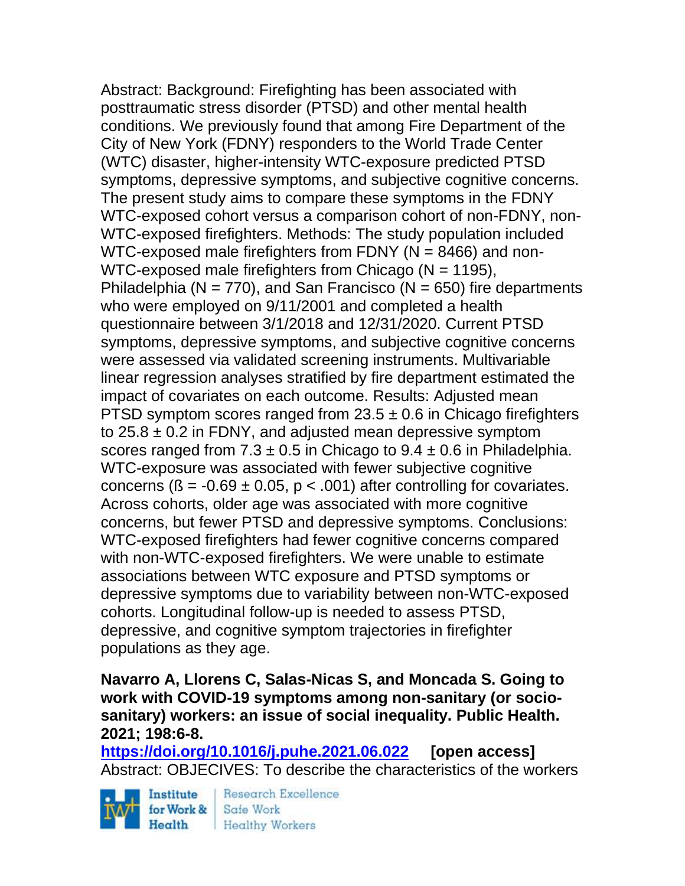Abstract: Background: Firefighting has been associated with posttraumatic stress disorder (PTSD) and other mental health conditions. We previously found that among Fire Department of the City of New York (FDNY) responders to the World Trade Center (WTC) disaster, higher-intensity WTC-exposure predicted PTSD symptoms, depressive symptoms, and subjective cognitive concerns. The present study aims to compare these symptoms in the FDNY WTC-exposed cohort versus a comparison cohort of non-FDNY, non-WTC-exposed firefighters. Methods: The study population included WTC-exposed male firefighters from FDNY (N = 8466) and non-WTC-exposed male firefighters from Chicago (N = 1195), Philadelphia (N = 770), and San Francisco (N = 650) fire departments who were employed on 9/11/2001 and completed a health questionnaire between 3/1/2018 and 12/31/2020. Current PTSD symptoms, depressive symptoms, and subjective cognitive concerns were assessed via validated screening instruments. Multivariable linear regression analyses stratified by fire department estimated the impact of covariates on each outcome. Results: Adjusted mean PTSD symptom scores ranged from 23.5 ± 0.6 in Chicago firefighters to 25.8 ± 0.2 in FDNY, and adjusted mean depressive symptom scores ranged from 7.3 ± 0.5 in Chicago to 9.4 ± 0.6 in Philadelphia. WTC-exposure was associated with fewer subjective cognitive concerns (ß = -0.69 ± 0.05, $p < .001$) after controlling for covariates. Across cohorts, older age was associated with more cognitive concerns, but fewer PTSD and depressive symptoms. Conclusions: WTC-exposed firefighters had fewer cognitive concerns compared with non-WTC-exposed firefighters. We were unable to estimate associations between WTC exposure and PTSD symptoms or depressive symptoms due to variability between non-WTC-exposed cohorts. Longitudinal follow-up is needed to assess PTSD, depressive, and cognitive symptom trajectories in firefighter populations as they age.

**Navarro A, Llorens C, Salas-Nicas S, and Moncada S. Going to work with COVID-19 symptoms among non-sanitary (or socio-sanitary) workers: an issue of social inequality. Public Health. 2021; 198:6-8.**
**https://doi.org/10.1016/j.puhe.2021.06.022 [open access]**
Abstract: OBJECIVES: To describe the characteristics of the workers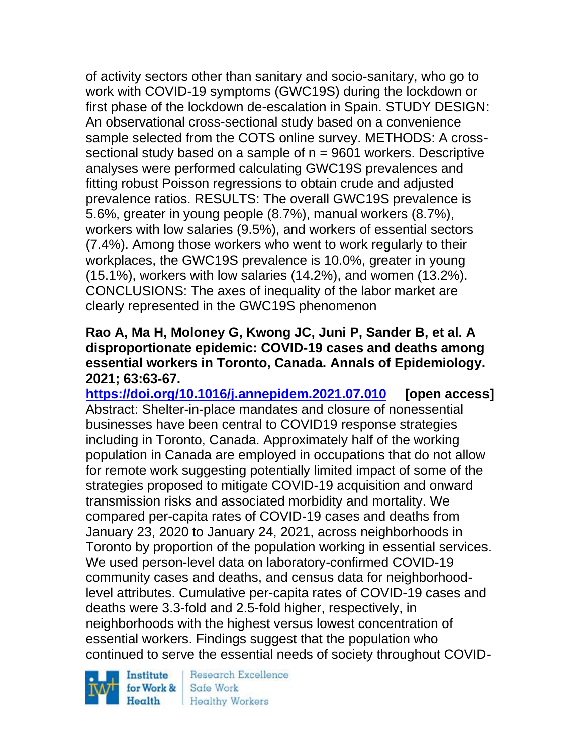of activity sectors other than sanitary and socio-sanitary, who go to work with COVID-19 symptoms (GWC19S) during the lockdown or first phase of the lockdown de-escalation in Spain. STUDY DESIGN: An observational cross-sectional study based on a convenience sample selected from the COTS online survey. METHODS: A cross-sectional study based on a sample of n = 9601 workers. Descriptive analyses were performed calculating GWC19S prevalences and fitting robust Poisson regressions to obtain crude and adjusted prevalence ratios. RESULTS: The overall GWC19S prevalence is 5.6%, greater in young people (8.7%), manual workers (8.7%), workers with low salaries (9.5%), and workers of essential sectors (7.4%). Among those workers who went to work regularly to their workplaces, the GWC19S prevalence is 10.0%, greater in young (15.1%), workers with low salaries (14.2%), and women (13.2%). CONCLUSIONS: The axes of inequality of the labor market are clearly represented in the GWC19S phenomenon

**Rao A, Ma H, Moloney G, Kwong JC, Juni P, Sander B, et al. A disproportionate epidemic: COVID-19 cases and deaths among essential workers in Toronto, Canada. Annals of Epidemiology. 2021; 63:63-67.**

**https://doi.org/10.1016/j.annepidem.2021.07.010** **[open access]**

Abstract: Shelter-in-place mandates and closure of nonessential businesses have been central to COVID19 response strategies including in Toronto, Canada. Approximately half of the working population in Canada are employed in occupations that do not allow for remote work suggesting potentially limited impact of some of the strategies proposed to mitigate COVID-19 acquisition and onward transmission risks and associated morbidity and mortality. We compared per-capita rates of COVID-19 cases and deaths from January 23, 2020 to January 24, 2021, across neighborhoods in Toronto by proportion of the population working in essential services. We used person-level data on laboratory-confirmed COVID-19 community cases and deaths, and census data for neighborhood-level attributes. Cumulative per-capita rates of COVID-19 cases and deaths were 3.3-fold and 2.5-fold higher, respectively, in neighborhoods with the highest versus lowest concentration of essential workers. Findings suggest that the population who continued to serve the essential needs of society throughout COVID-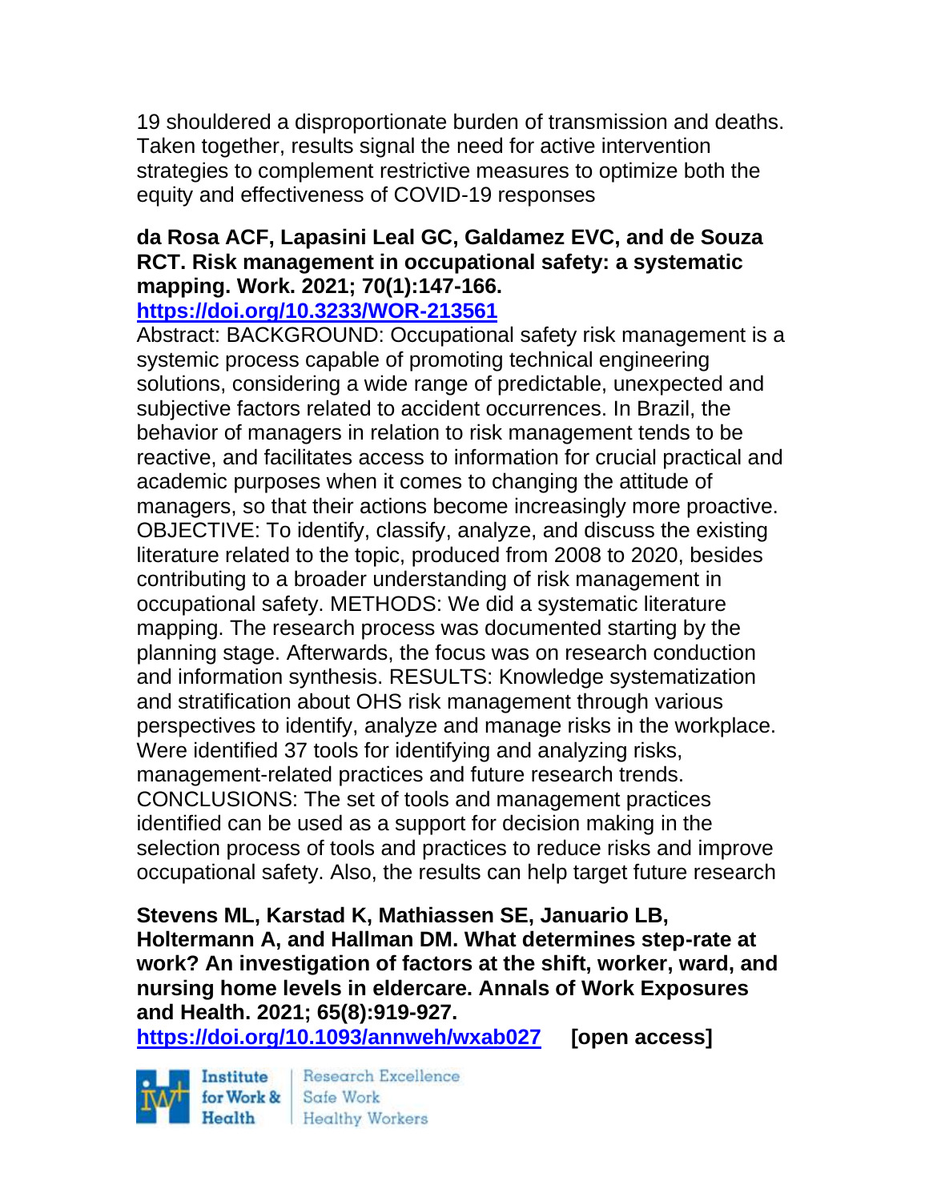19 shouldered a disproportionate burden of transmission and deaths. Taken together, results signal the need for active intervention strategies to complement restrictive measures to optimize both the equity and effectiveness of COVID-19 responses

**da Rosa ACF, Lapasini Leal GC, Galdamez EVC, and de Souza RCT. Risk management in occupational safety: a systematic mapping. Work. 2021; 70(1):147-166.**
**https://doi.org/10.3233/WOR-213561**

Abstract: BACKGROUND: Occupational safety risk management is a systemic process capable of promoting technical engineering solutions, considering a wide range of predictable, unexpected and subjective factors related to accident occurrences. In Brazil, the behavior of managers in relation to risk management tends to be reactive, and facilitates access to information for crucial practical and academic purposes when it comes to changing the attitude of managers, so that their actions become increasingly more proactive. OBJECTIVE: To identify, classify, analyze, and discuss the existing literature related to the topic, produced from 2008 to 2020, besides contributing to a broader understanding of risk management in occupational safety. METHODS: We did a systematic literature mapping. The research process was documented starting by the planning stage. Afterwards, the focus was on research conduction and information synthesis. RESULTS: Knowledge systematization and stratification about OHS risk management through various perspectives to identify, analyze and manage risks in the workplace. Were identified 37 tools for identifying and analyzing risks, management-related practices and future research trends. CONCLUSIONS: The set of tools and management practices identified can be used as a support for decision making in the selection process of tools and practices to reduce risks and improve occupational safety. Also, the results can help target future research

**Stevens ML, Karstad K, Mathiassen SE, Januario LB, Holtermann A, and Hallman DM. What determines step-rate at work? An investigation of factors at the shift, worker, ward, and nursing home levels in eldercare. Annals of Work Exposures and Health. 2021; 65(8):919-927.**
**https://doi.org/10.1093/annweh/wxab027** **[open access]**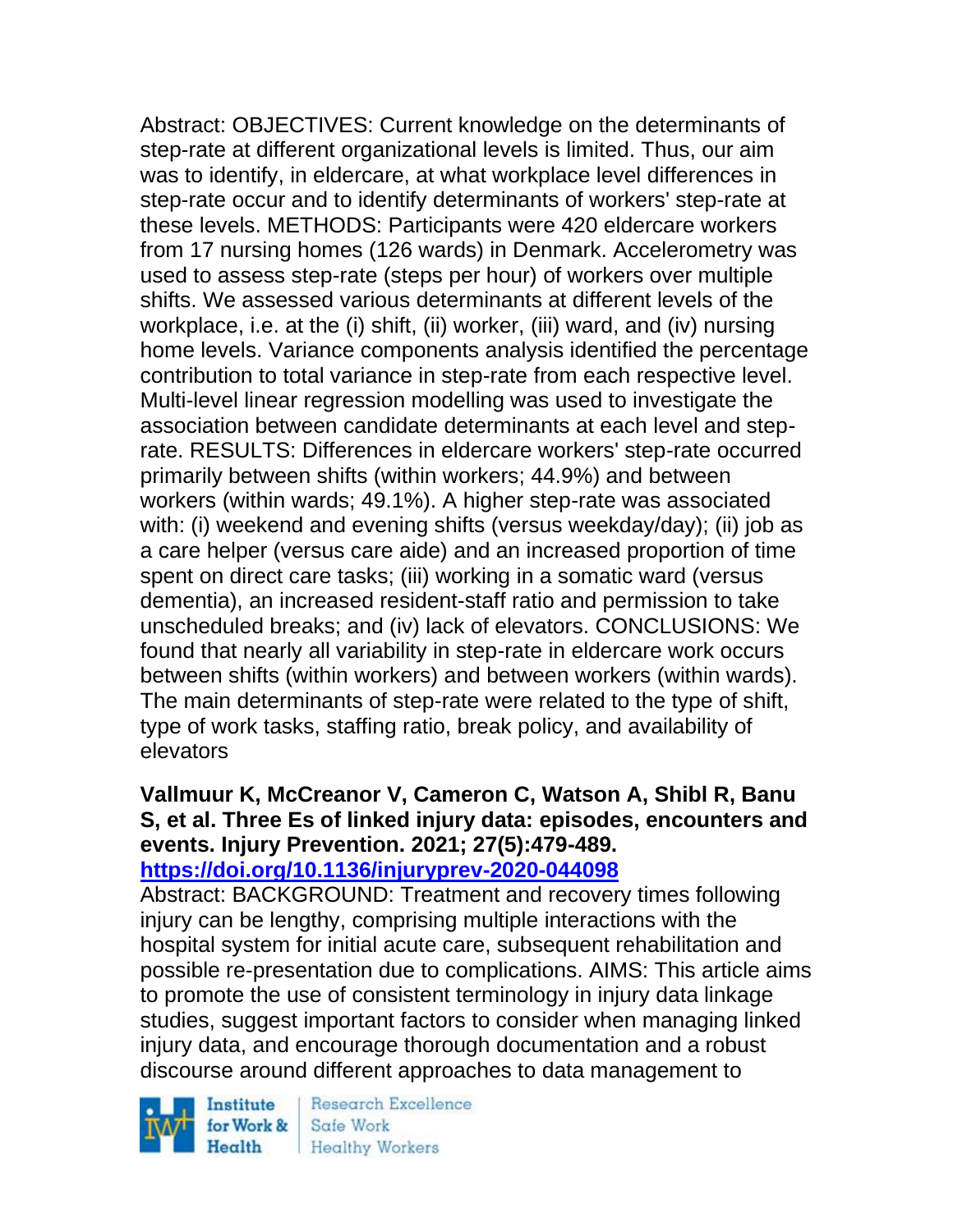Abstract: OBJECTIVES: Current knowledge on the determinants of step-rate at different organizational levels is limited. Thus, our aim was to identify, in eldercare, at what workplace level differences in step-rate occur and to identify determinants of workers' step-rate at these levels. METHODS: Participants were 420 eldercare workers from 17 nursing homes (126 wards) in Denmark. Accelerometry was used to assess step-rate (steps per hour) of workers over multiple shifts. We assessed various determinants at different levels of the workplace, i.e. at the (i) shift, (ii) worker, (iii) ward, and (iv) nursing home levels. Variance components analysis identified the percentage contribution to total variance in step-rate from each respective level. Multi-level linear regression modelling was used to investigate the association between candidate determinants at each level and step-rate. RESULTS: Differences in eldercare workers' step-rate occurred primarily between shifts (within workers; 44.9%) and between workers (within wards; 49.1%). A higher step-rate was associated with: (i) weekend and evening shifts (versus weekday/day); (ii) job as a care helper (versus care aide) and an increased proportion of time spent on direct care tasks; (iii) working in a somatic ward (versus dementia), an increased resident-staff ratio and permission to take unscheduled breaks; and (iv) lack of elevators. CONCLUSIONS: We found that nearly all variability in step-rate in eldercare work occurs between shifts (within workers) and between workers (within wards). The main determinants of step-rate were related to the type of shift, type of work tasks, staffing ratio, break policy, and availability of elevators

**Vallmuur K, McCreanor V, Cameron C, Watson A, Shibl R, Banu S, et al. Three Es of linked injury data: episodes, encounters and events. Injury Prevention. 2021; 27(5):479-489.**
**https://doi.org/10.1136/injuryprev-2020-044098**

Abstract: BACKGROUND: Treatment and recovery times following injury can be lengthy, comprising multiple interactions with the hospital system for initial acute care, subsequent rehabilitation and possible re-presentation due to complications. AIMS: This article aims to promote the use of consistent terminology in injury data linkage studies, suggest important factors to consider when managing linked injury data, and encourage thorough documentation and a robust discourse around different approaches to data management to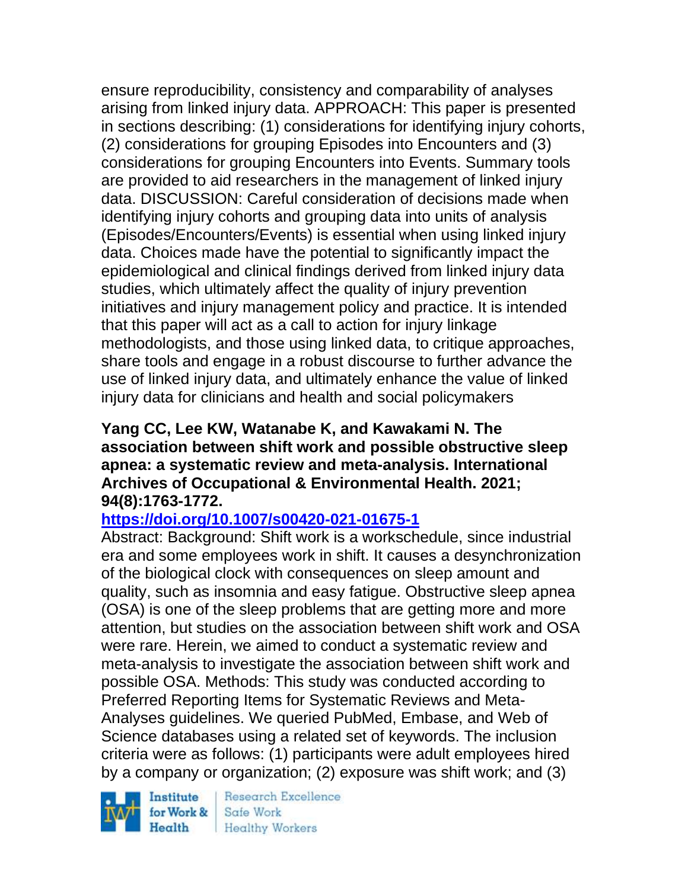ensure reproducibility, consistency and comparability of analyses arising from linked injury data. APPROACH: This paper is presented in sections describing: (1) considerations for identifying injury cohorts, (2) considerations for grouping Episodes into Encounters and (3) considerations for grouping Encounters into Events. Summary tools are provided to aid researchers in the management of linked injury data. DISCUSSION: Careful consideration of decisions made when identifying injury cohorts and grouping data into units of analysis (Episodes/Encounters/Events) is essential when using linked injury data. Choices made have the potential to significantly impact the epidemiological and clinical findings derived from linked injury data studies, which ultimately affect the quality of injury prevention initiatives and injury management policy and practice. It is intended that this paper will act as a call to action for injury linkage methodologists, and those using linked data, to critique approaches, share tools and engage in a robust discourse to further advance the use of linked injury data, and ultimately enhance the value of linked injury data for clinicians and health and social policymakers

**Yang CC, Lee KW, Watanabe K, and Kawakami N. The association between shift work and possible obstructive sleep apnea: a systematic review and meta-analysis. International Archives of Occupational & Environmental Health. 2021; 94(8):1763-1772.**

**https://doi.org/10.1007/s00420-021-01675-1**

Abstract: Background: Shift work is a workschedule, since industrial era and some employees work in shift. It causes a desynchronization of the biological clock with consequences on sleep amount and quality, such as insomnia and easy fatigue. Obstructive sleep apnea (OSA) is one of the sleep problems that are getting more and more attention, but studies on the association between shift work and OSA were rare. Herein, we aimed to conduct a systematic review and meta-analysis to investigate the association between shift work and possible OSA. Methods: This study was conducted according to Preferred Reporting Items for Systematic Reviews and Meta-Analyses guidelines. We queried PubMed, Embase, and Web of Science databases using a related set of keywords. The inclusion criteria were as follows: (1) participants were adult employees hired by a company or organization; (2) exposure was shift work; and (3)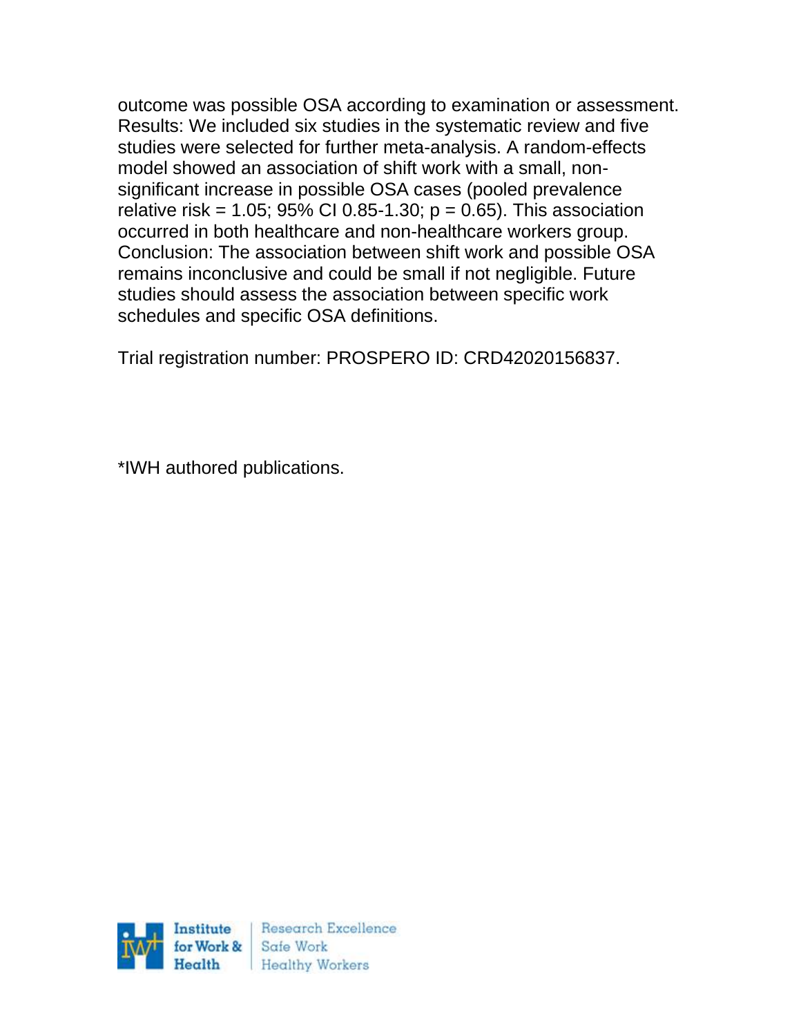outcome was possible OSA according to examination or assessment. Results: We included six studies in the systematic review and five studies were selected for further meta-analysis. A random-effects model showed an association of shift work with a small, non-significant increase in possible OSA cases (pooled prevalence relative risk = 1.05; 95% CI 0.85-1.30; $p = 0.65$). This association occurred in both healthcare and non-healthcare workers group. Conclusion: The association between shift work and possible OSA remains inconclusive and could be small if not negligible. Future studies should assess the association between specific work schedules and specific OSA definitions.

Trial registration number: PROSPERO ID: CRD42020156837.

*IWH authored publications.